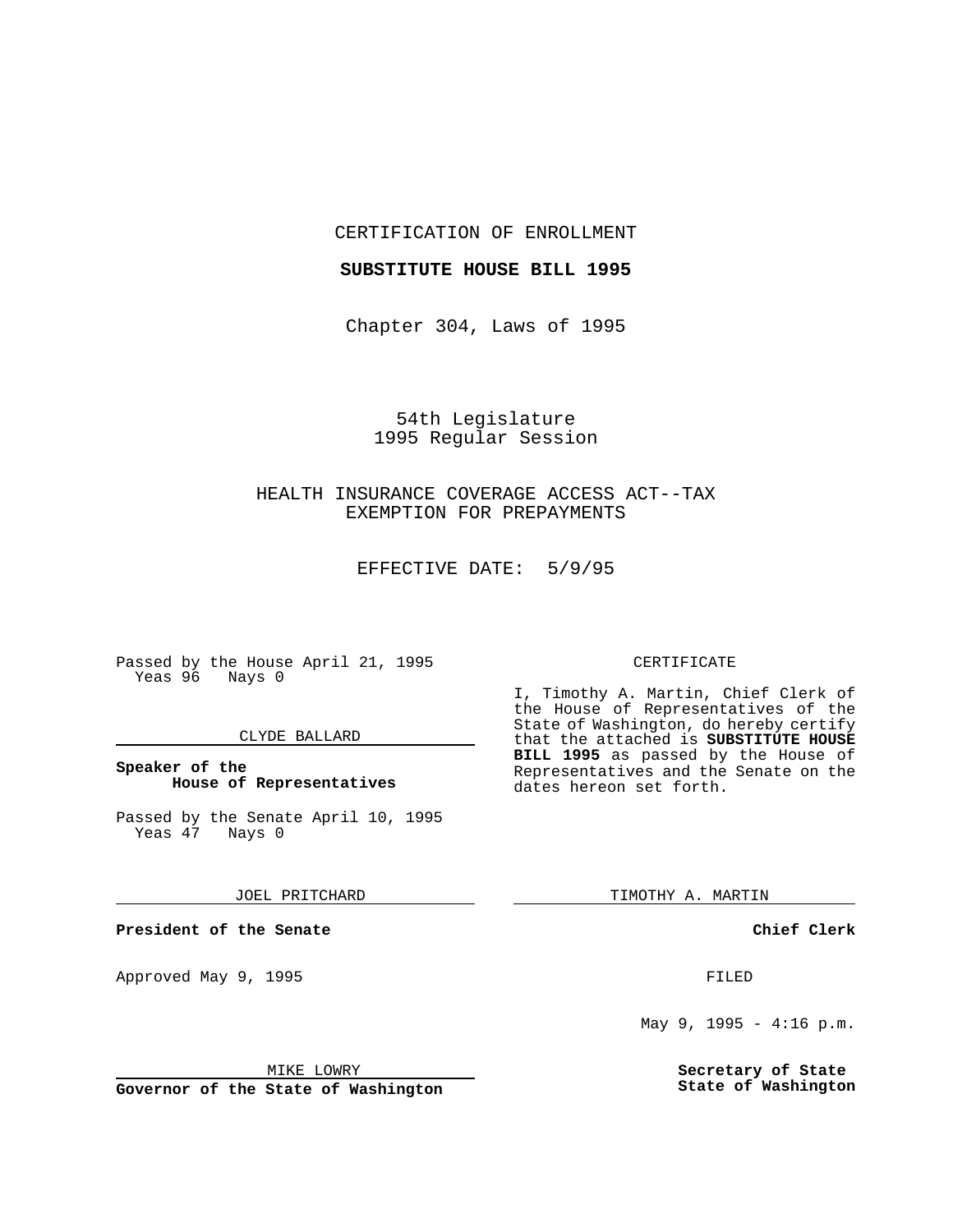CERTIFICATION OF ENROLLMENT

**SUBSTITUTE HOUSE BILL 1995**

Chapter 304, Laws of 1995

54th Legislature
1995 Regular Session

HEALTH INSURANCE COVERAGE ACCESS ACT--TAX EXEMPTION FOR PREPAYMENTS

EFFECTIVE DATE: 5/9/95

Passed by the House April 21, 1995
Yeas 96 Nays 0

CLYDE BALLARD

**Speaker of the House of Representatives**

Passed by the Senate April 10, 1995
Yeas 47 Nays 0

JOEL PRITCHARD

**President of the Senate**

Approved May 9, 1995

MIKE LOWRY

**Governor of the State of Washington**

CERTIFICATE

I, Timothy A. Martin, Chief Clerk of the House of Representatives of the State of Washington, do hereby certify that the attached is **SUBSTITUTE HOUSE BILL 1995** as passed by the House of Representatives and the Senate on the dates hereon set forth.

TIMOTHY A. MARTIN

**Chief Clerk**

FILED

May 9, 1995 - 4:16 p.m.

**Secretary of State**
**State of Washington**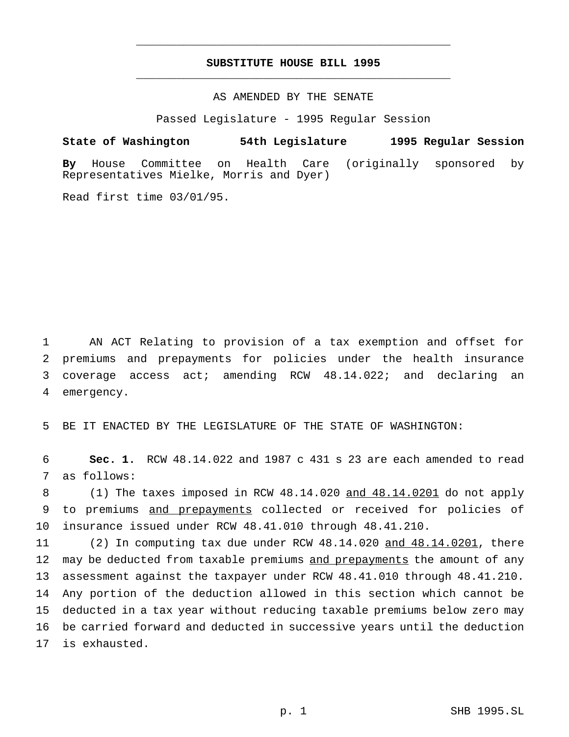# SUBSTITUTE HOUSE BILL 1995

AS AMENDED BY THE SENATE

Passed Legislature - 1995 Regular Session

**State of Washington 54th Legislature 1995 Regular Session**

**By** House Committee on Health Care (originally sponsored by Representatives Mielke, Morris and Dyer)

Read first time 03/01/95.

AN ACT Relating to provision of a tax exemption and offset for premiums and prepayments for policies under the health insurance coverage access act; amending RCW 48.14.022; and declaring an emergency.

BE IT ENACTED BY THE LEGISLATURE OF THE STATE OF WASHINGTON:

**Sec. 1.** RCW 48.14.022 and 1987 c 431 s 23 are each amended to read as follows:

(1) The taxes imposed in RCW 48.14.020 <u>and 48.14.0201</u> do not apply to premiums <u>and prepayments</u> collected or received for policies of insurance issued under RCW 48.41.010 through 48.41.210.

(2) In computing tax due under RCW 48.14.020 <u>and 48.14.0201</u>, there may be deducted from taxable premiums <u>and prepayments</u> the amount of any assessment against the taxpayer under RCW 48.41.010 through 48.41.210. Any portion of the deduction allowed in this section which cannot be deducted in a tax year without reducing taxable premiums below zero may be carried forward and deducted in successive years until the deduction is exhausted.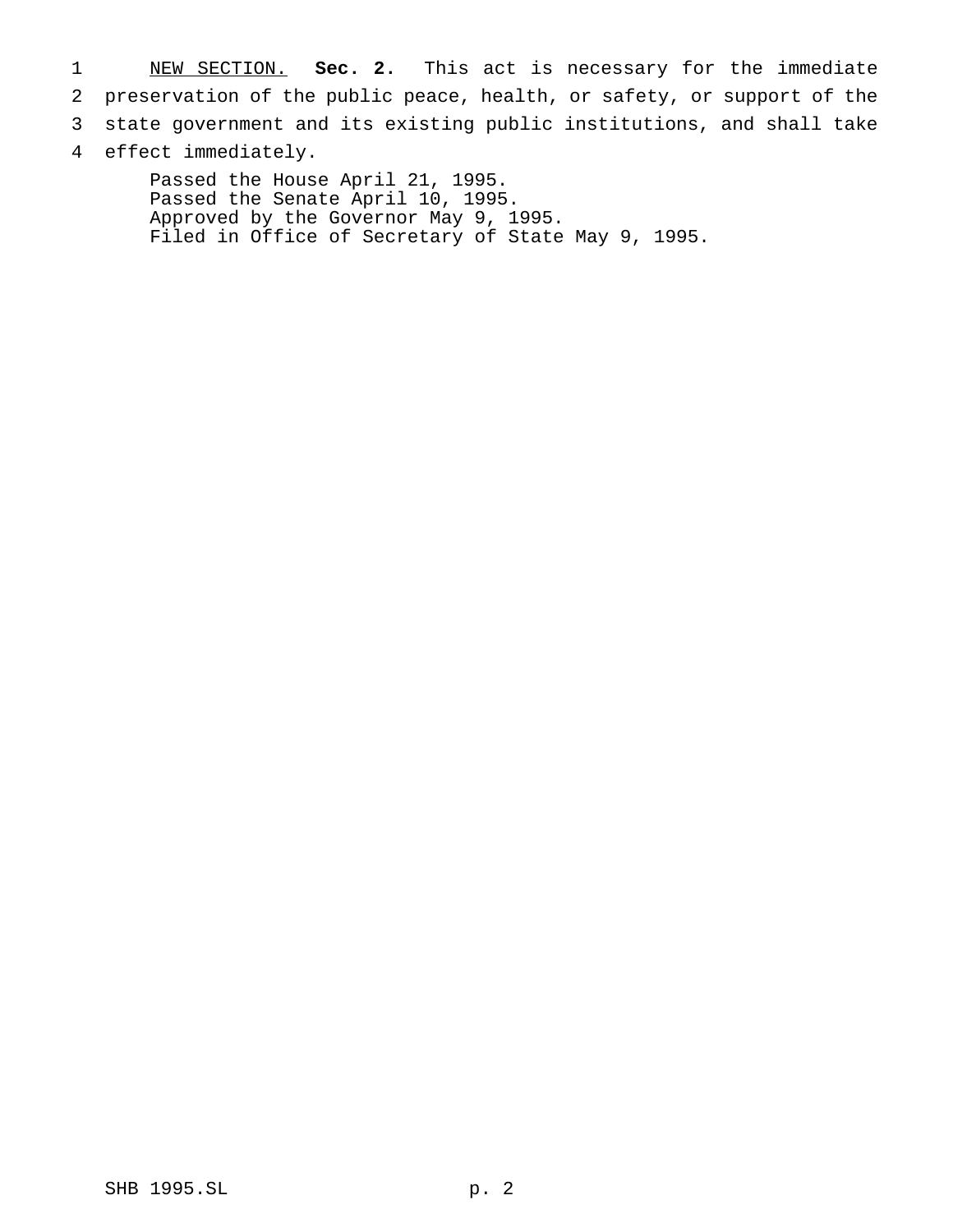NEW SECTION. **Sec. 2.** This act is necessary for the immediate preservation of the public peace, health, or safety, or support of the state government and its existing public institutions, and shall take effect immediately.

Passed the House April 21, 1995.
Passed the Senate April 10, 1995.
Approved by the Governor May 9, 1995.
Filed in Office of Secretary of State May 9, 1995.